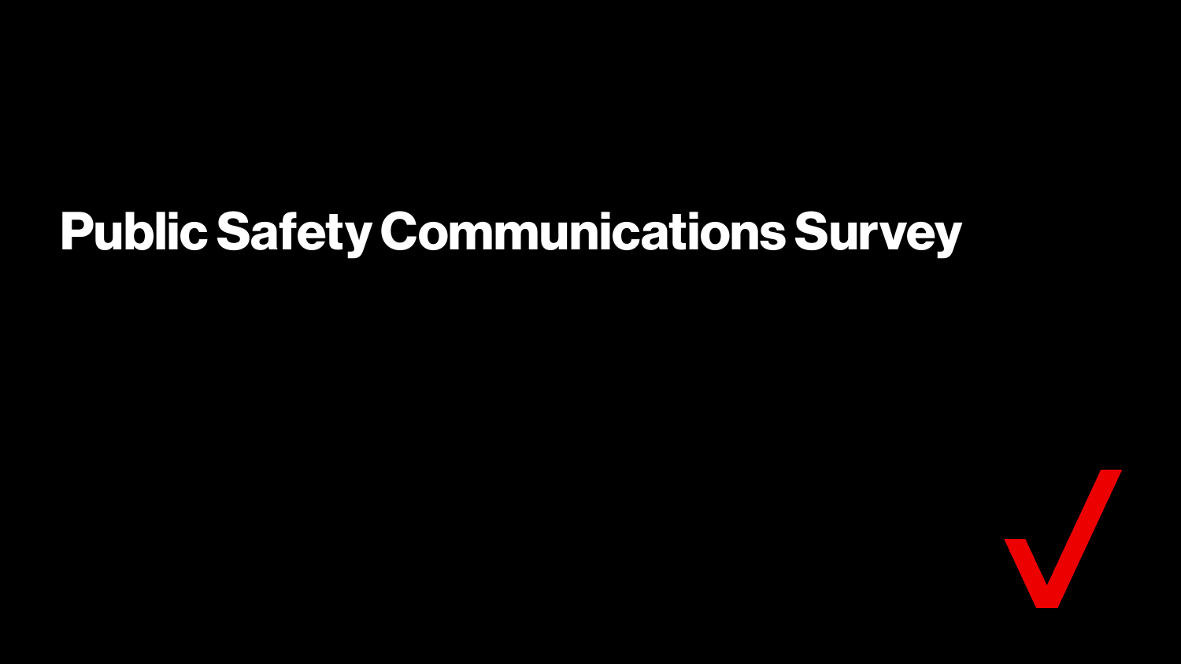# Public Safety Communications Survey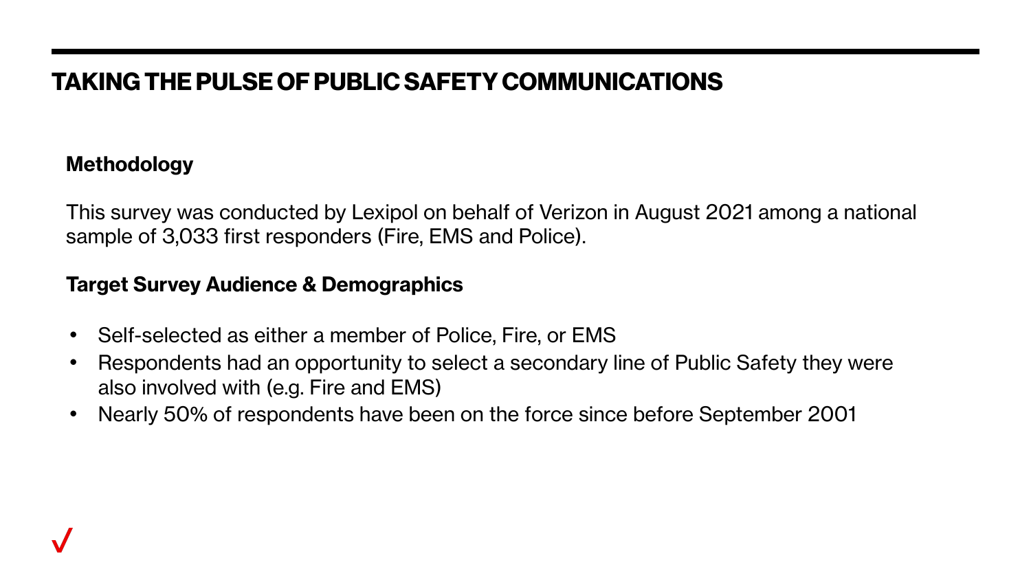# TAKING THE PULSE OF PUBLIC SAFETY COMMUNICATIONS

**Methodology**

This survey was conducted by Lexipol on behalf of Verizon in August 2021 among a national sample of 3,033 first responders (Fire, EMS and Police).

**Target Survey Audience & Demographics**

- Self-selected as either a member of Police, Fire, or EMS
- Respondents had an opportunity to select a secondary line of Public Safety they were also involved with (e.g. Fire and EMS)
- Nearly 50% of respondents have been on the force since before September 2001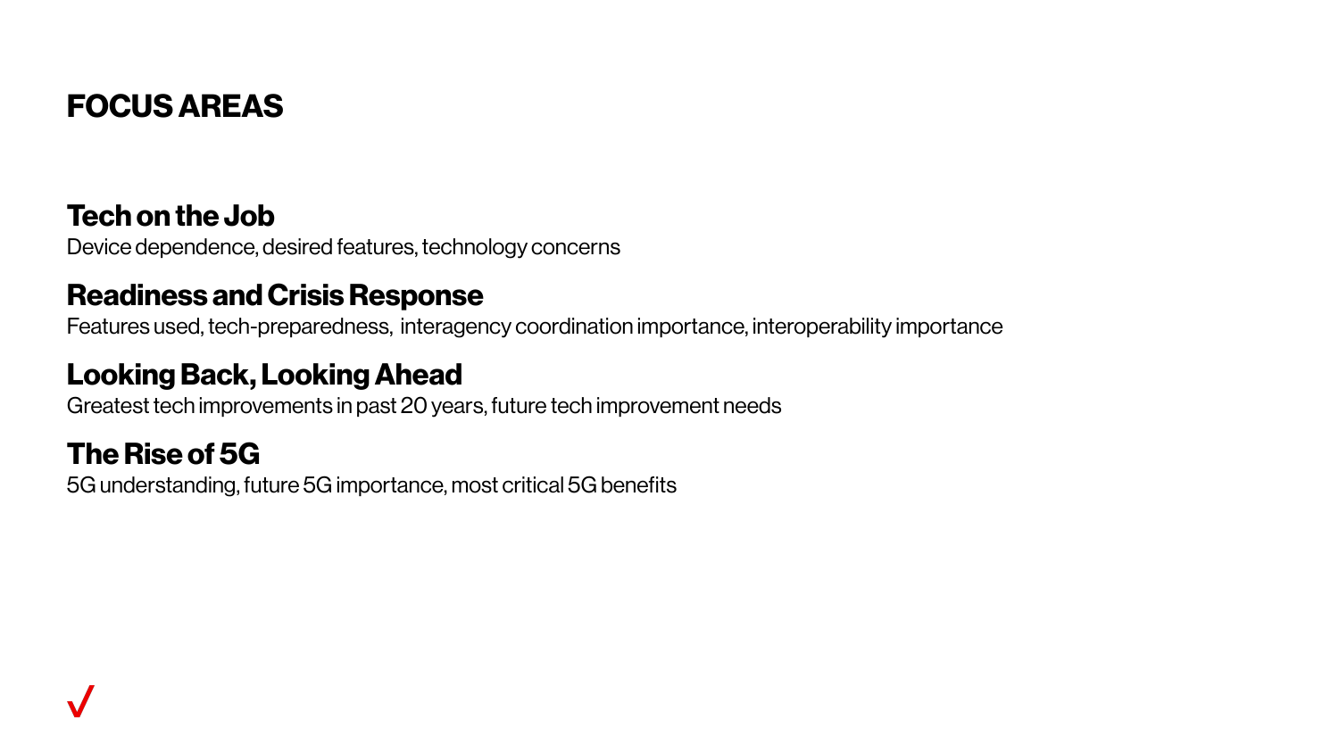# FOCUS AREAS

## Tech on the Job

Device dependence, desired features, technology concerns

## Readiness and Crisis Response

Features used, tech-preparedness, interagency coordination importance, interoperability importance

## Looking Back, Looking Ahead

Greatest tech improvements in past 20 years, future tech improvement needs

## The Rise of 5G

5G understanding, future 5G importance, most critical 5G benefits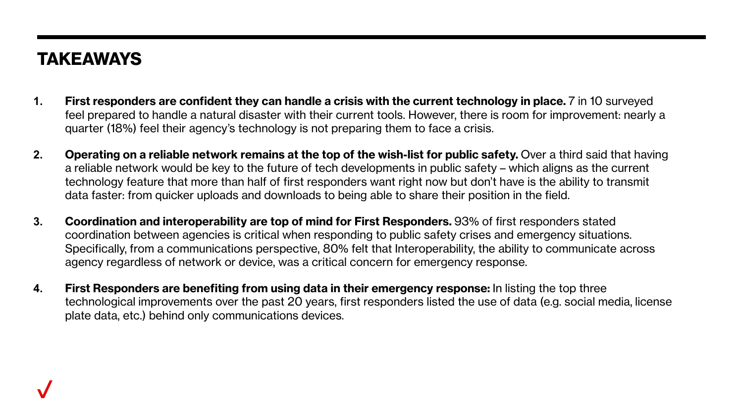## TAKEAWAYS

1. **First responders are confident they can handle a crisis with the current technology in place.** 7 in 10 surveyed feel prepared to handle a natural disaster with their current tools. However, there is room for improvement: nearly a quarter (18%) feel their agency's technology is not preparing them to face a crisis.

2. **Operating on a reliable network remains at the top of the wish-list for public safety.** Over a third said that having a reliable network would be key to the future of tech developments in public safety – which aligns as the current technology feature that more than half of first responders want right now but don't have is the ability to transmit data faster: from quicker uploads and downloads to being able to share their position in the field.

3. **Coordination and interoperability are top of mind for First Responders.** 93% of first responders stated coordination between agencies is critical when responding to public safety crises and emergency situations. Specifically, from a communications perspective, 80% felt that Interoperability, the ability to communicate across agency regardless of network or device, was a critical concern for emergency response.

4. **First Responders are benefiting from using data in their emergency response:** In listing the top three technological improvements over the past 20 years, first responders listed the use of data (e.g. social media, license plate data, etc.) behind only communications devices.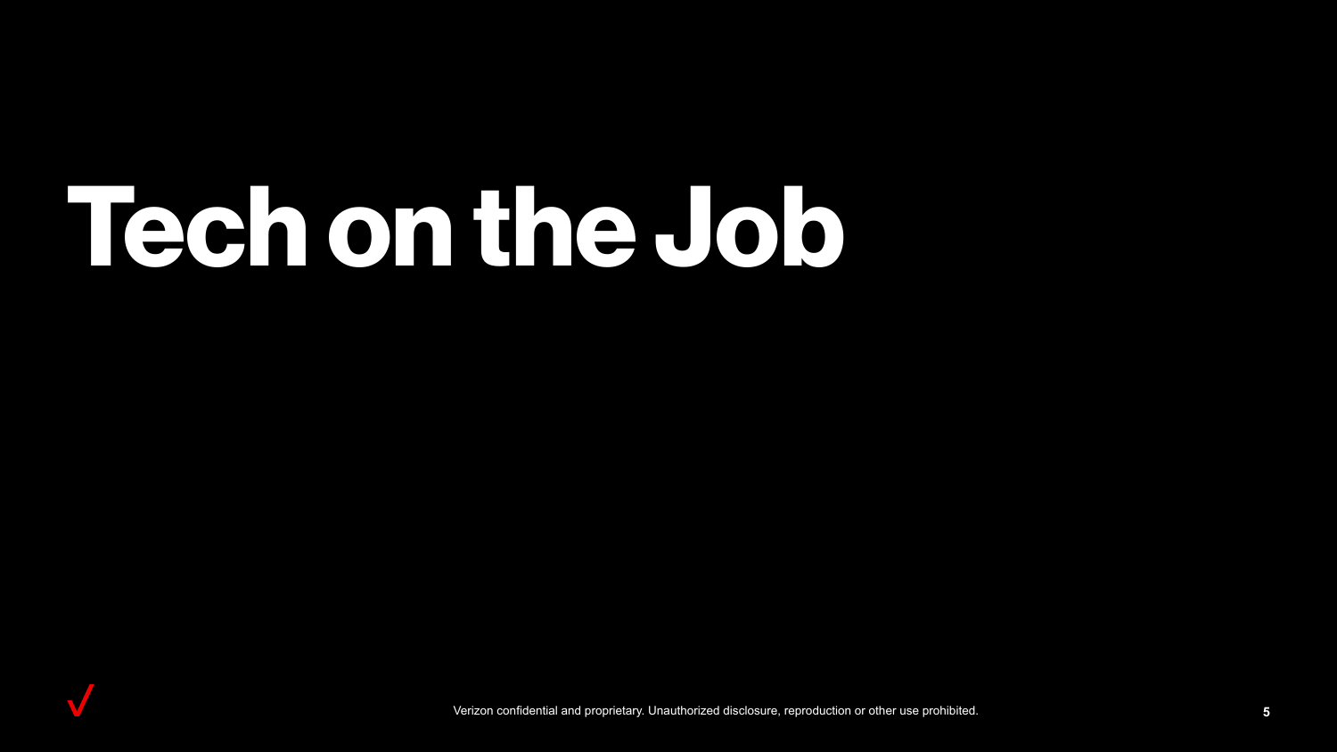# Tech on the Job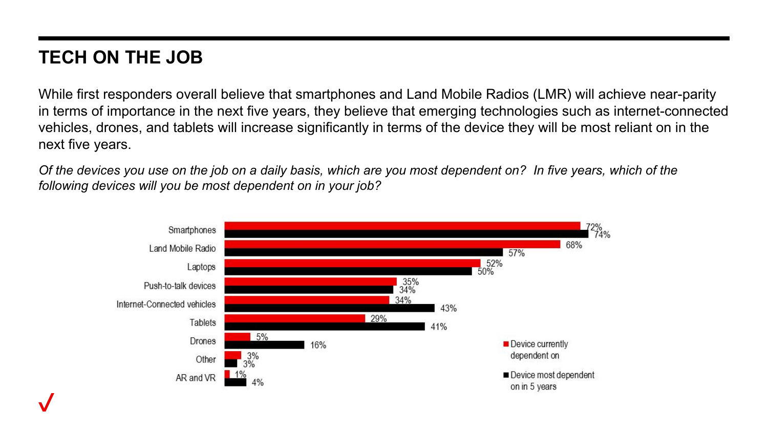# TECH ON THE JOB

While first responders overall believe that smartphones and Land Mobile Radios (LMR) will achieve near-parity in terms of importance in the next five years, they believe that emerging technologies such as internet-connected vehicles, drones, and tablets will increase significantly in terms of the device they will be most reliant on in the next five years.

*Of the devices you use on the job on a daily basis, which are you most dependent on? In five years, which of the following devices will you be most dependent on in your job?*

| Device | Device currently dependent on | Device most dependent on in 5 years |
| --- | --- | --- |
| Smartphones | 72% | 74% |
| Land Mobile Radio | 68% | 57% |
| Laptops | 52% | 50% |
| Push-to-talk devices | 35% | 34% |
| Internet-Connected vehicles | 34% | 43% |
| Tablets | 29% | 41% |
| Drones | 5% | 16% |
| Other | 3% | 3% |
| AR and VR | 1% | 4% |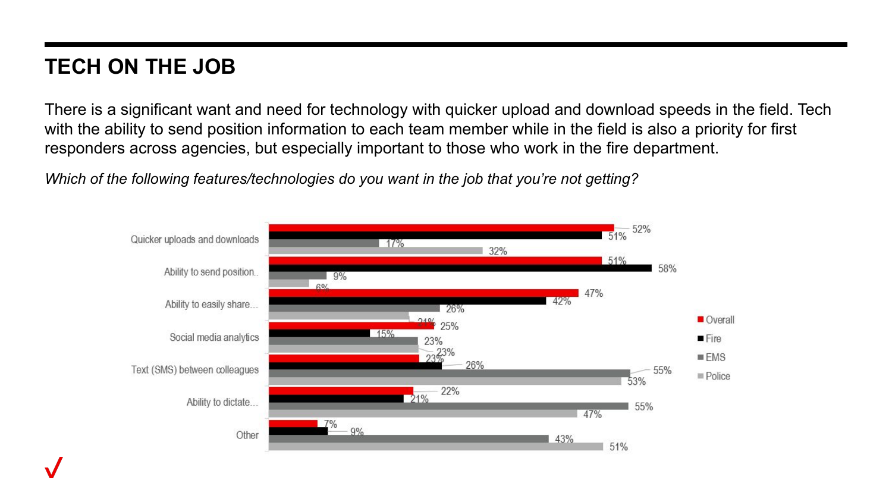# TECH ON THE JOB

There is a significant want and need for technology with quicker upload and download speeds in the field. Tech with the ability to send position information to each team member while in the field is also a priority for first responders across agencies, but especially important to those who work in the fire department.

*Which of the following features/technologies do you want in the job that you're not getting?*

| | Overall | Fire | EMS | Police |
|---|---|---|---|---|
| Quicker uploads and downloads | 52% | 51% | 17% | 32% |
| Ability to send position.. | 51% | 58% | 9% | 6% |
| Ability to easily share... | 47% | 42% | 26% | 21% |
| Social media analytics | 25% | 15% | 23% | 23% |
| Text (SMS) between colleagues | 23% | 26% | 55% | 53% |
| Ability to dictate... | 22% | 21% | 55% | 47% |
| Other | 7% | 9% | 43% | 51% |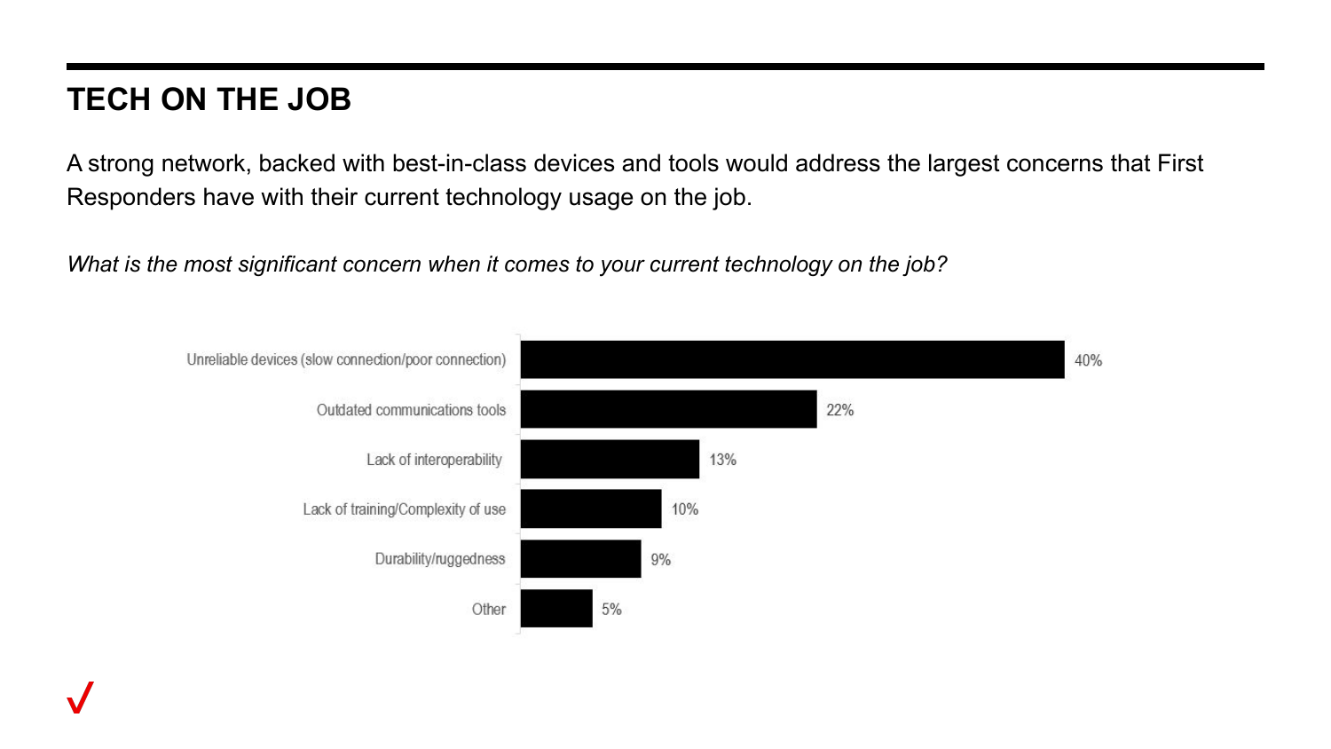## TECH ON THE JOB

A strong network, backed with best-in-class devices and tools would address the largest concerns that First Responders have with their current technology usage on the job.

*What is the most significant concern when it comes to your current technology on the job?*

| Concern | % |
| --- | --- |
| Unreliable devices (slow connection/poor connection) | 40% |
| Outdated communications tools | 22% |
| Lack of interoperability | 13% |
| Lack of training/Complexity of use | 10% |
| Durability/ruggedness | 9% |
| Other | 5% |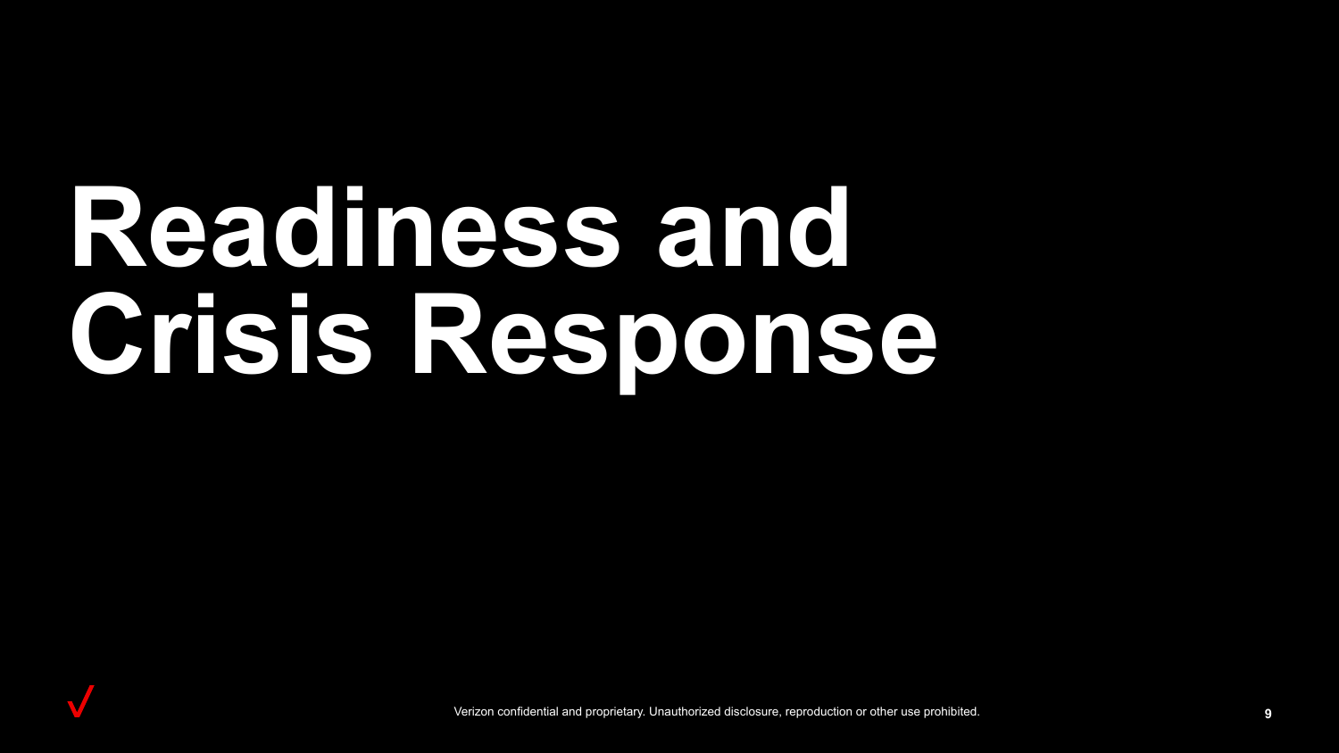# Readiness and Crisis Response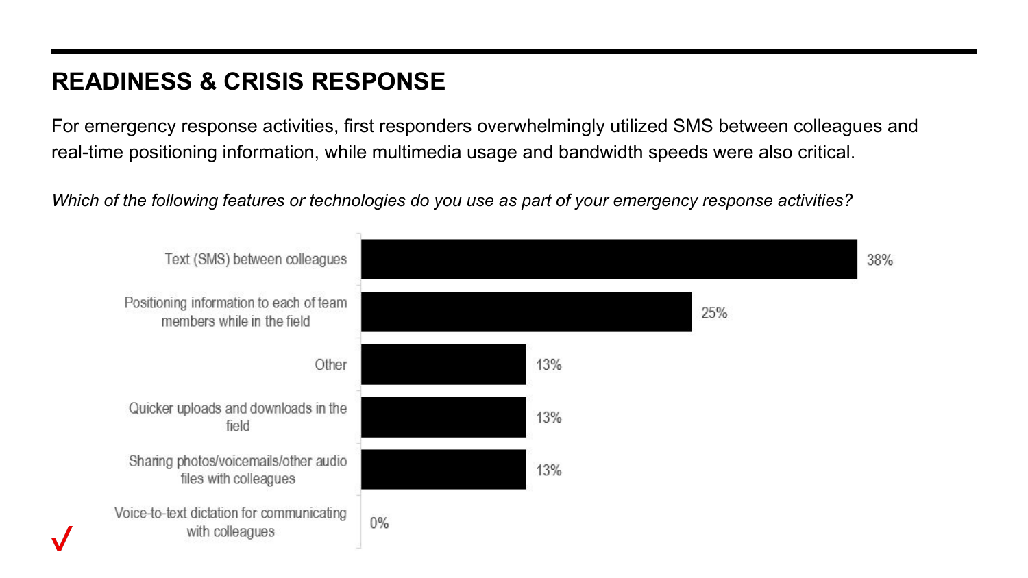## READINESS & CRISIS RESPONSE

For emergency response activities, first responders overwhelmingly utilized SMS between colleagues and real-time positioning information, while multimedia usage and bandwidth speeds were also critical.

*Which of the following features or technologies do you use as part of your emergency response activities?*

| Feature / Technology | % |
| --- | --- |
| Text (SMS) between colleagues | 38% |
| Positioning information to each of team members while in the field | 25% |
| Other | 13% |
| Quicker uploads and downloads in the field | 13% |
| Sharing photos/voicemails/other audio files with colleagues | 13% |
| Voice-to-text dictation for communicating with colleagues | 0% |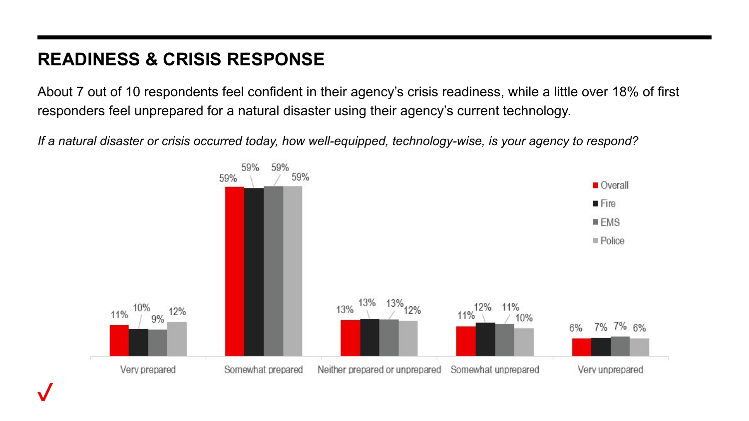## READINESS & CRISIS RESPONSE

About 7 out of 10 respondents feel confident in their agency's crisis readiness, while a little over 18% of first responders feel unprepared for a natural disaster using their agency's current technology.

*If a natural disaster or crisis occurred today, how well-equipped, technology-wise, is your agency to respond?*

| | Overall | Fire | EMS | Police |
|---|---|---|---|---|
| Very prepared | 11% | 10% | 9% | 12% |
| Somewhat prepared | 59% | 59% | 59% | 59% |
| Neither prepared or unprepared | 13% | 13% | 13% | 12% |
| Somewhat unprepared | 11% | 12% | 11% | 10% |
| Very unprepared | 6% | 7% | 7% | 6% |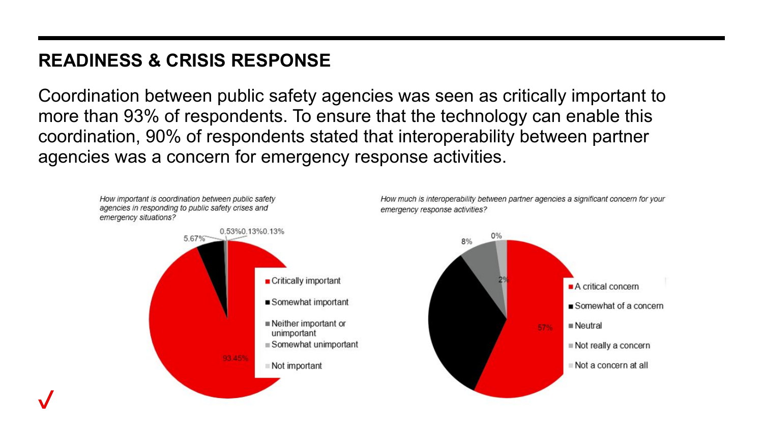## READINESS & CRISIS RESPONSE

Coordination between public safety agencies was seen as critically important to more than 93% of respondents. To ensure that the technology can enable this coordination, 90% of respondents stated that interoperability between partner agencies was a concern for emergency response activities.

*How important is coordination between public safety agencies in responding to public safety crises and emergency situations?*

| Response | Percentage |
| --- | --- |
| Critically important | 93.45% |
| Somewhat important | 5.67% |
| Neither important or unimportant | 0.53% |
| Somewhat unimportant | 0.13% |
| Not important | 0.13% |

*How much is interoperability between partner agencies a significant concern for your emergency response activities?*

| Response | Percentage |
| --- | --- |
| A critical concern | 57% |
| Somewhat of a concern | |
| Neutral | 8% |
| Not really a concern | 2% |
| Not a concern at all | 0% |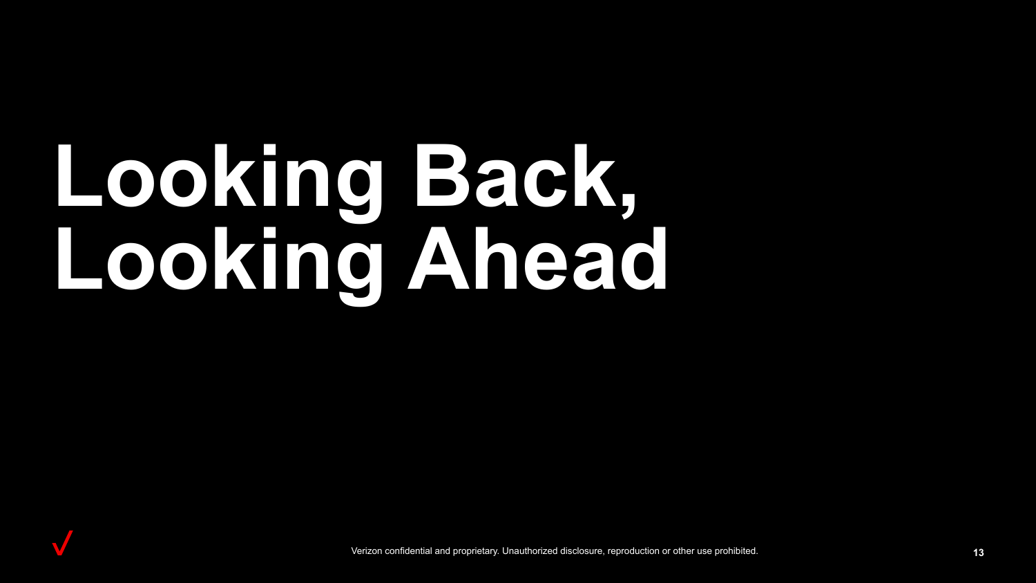# Looking Back, Looking Ahead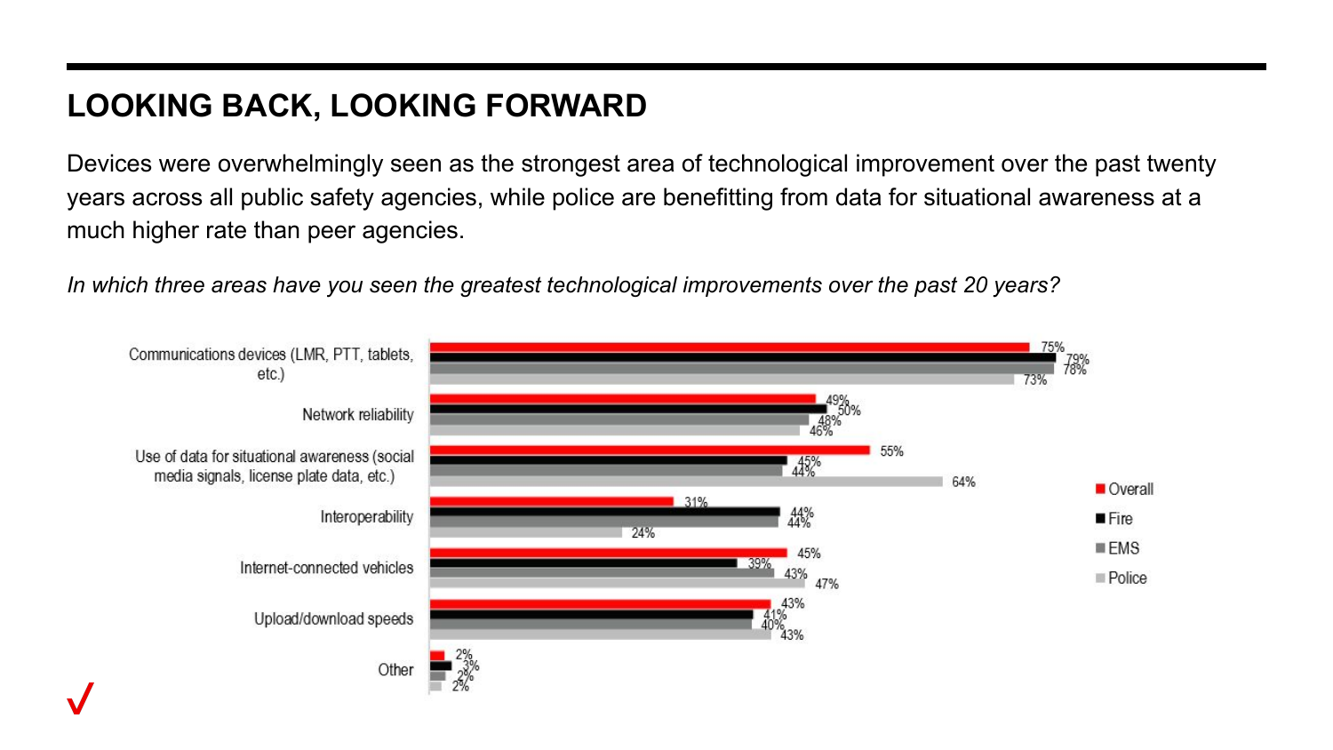## LOOKING BACK, LOOKING FORWARD

Devices were overwhelmingly seen as the strongest area of technological improvement over the past twenty years across all public safety agencies, while police are benefitting from data for situational awareness at a much higher rate than peer agencies.

*In which three areas have you seen the greatest technological improvements over the past 20 years?*

| Area | Overall | Fire | EMS | Police |
|---|---|---|---|---|
| Communications devices (LMR, PTT, tablets, etc.) | 75% | 79% | 78% | 73% |
| Network reliability | 49% | 50% | 48% | 46% |
| Use of data for situational awareness (social media signals, license plate data, etc.) | 55% | 45% | 44% | 64% |
| Interoperability | 31% | 44% | 44% | 24% |
| Internet-connected vehicles | 45% | 39% | 43% | 47% |
| Upload/download speeds | 43% | 41% | 40% | 43% |
| Other | 2% | 3% | 2% | 2% |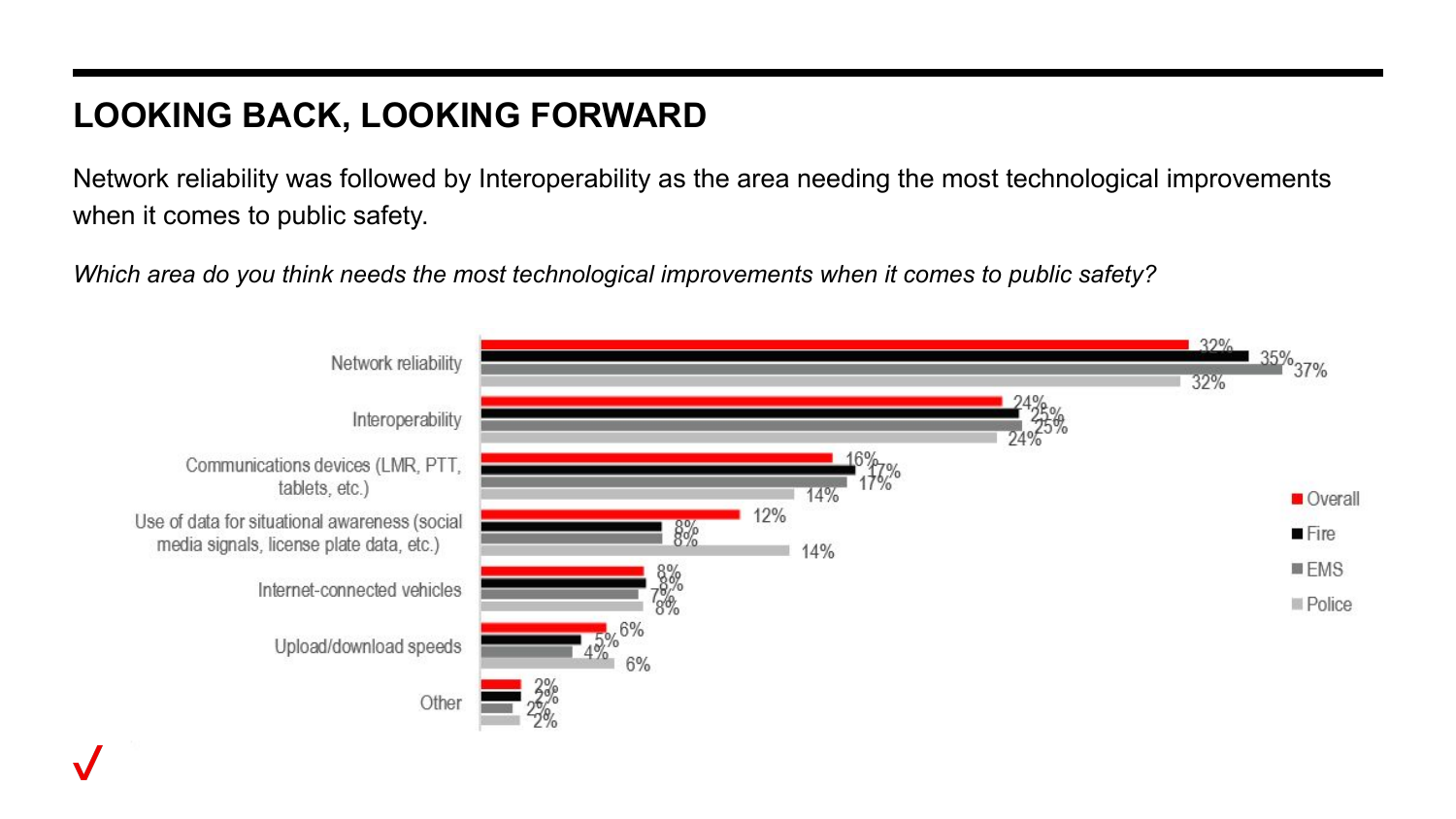## LOOKING BACK, LOOKING FORWARD

Network reliability was followed by Interoperability as the area needing the most technological improvements when it comes to public safety.

*Which area do you think needs the most technological improvements when it comes to public safety?*

| Area | Overall | Fire | EMS | Police |
| --- | --- | --- | --- | --- |
| Network reliability | 32% | 35% | 37% | 32% |
| Interoperability | 24% | 25% | 25% | 24% |
| Communications devices (LMR, PTT, tablets, etc.) | 16% | 17% | 17% | 14% |
| Use of data for situational awareness (social media signals, license plate data, etc.) | 12% | 8% | 8% | 14% |
| Internet-connected vehicles | 8% | 8% | 7% | 8% |
| Upload/download speeds | 6% | 5% | 4% | 6% |
| Other | 2% | 2% | 2% | 2% |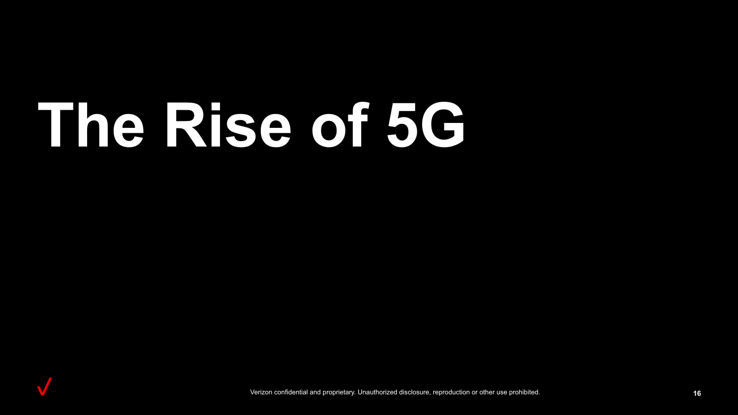# The Rise of 5G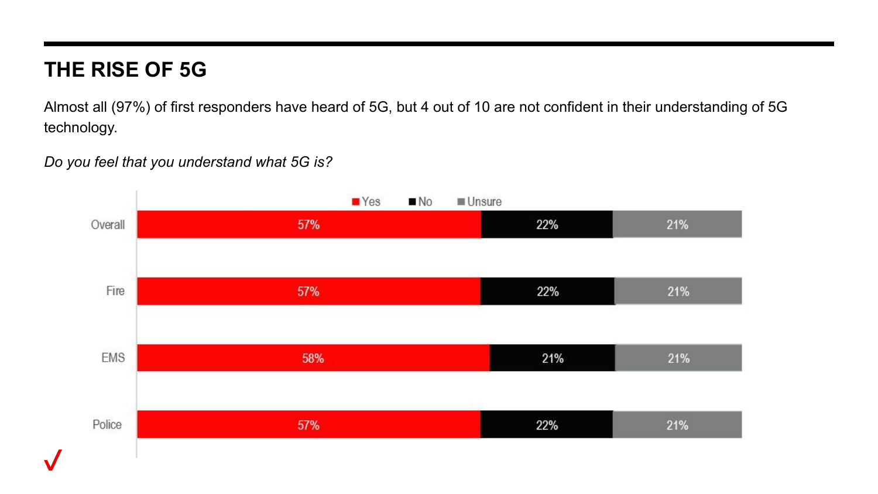## THE RISE OF 5G

Almost all (97%) of first responders have heard of 5G, but 4 out of 10 are not confident in their understanding of 5G technology.

*Do you feel that you understand what 5G is?*

| | Yes | No | Unsure |
|---|---|---|---|
| Overall | 57% | 22% | 21% |
| Fire | 57% | 22% | 21% |
| EMS | 58% | 21% | 21% |
| Police | 57% | 22% | 21% |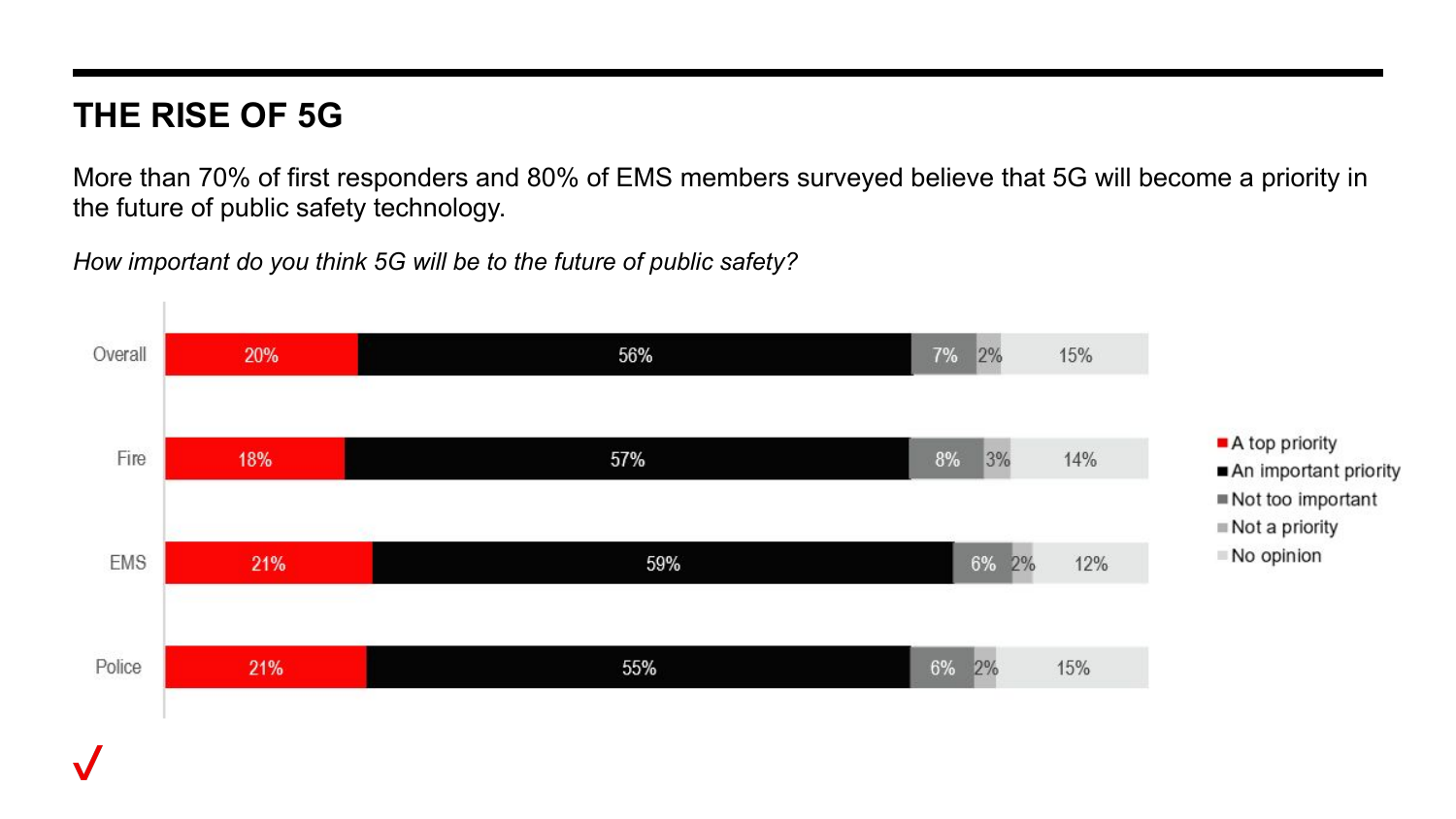## THE RISE OF 5G

More than 70% of first responders and 80% of EMS members surveyed believe that 5G will become a priority in the future of public safety technology.

*How important do you think 5G will be to the future of public safety?*

| | A top priority | An important priority | Not too important | Not a priority | No opinion |
|---|---|---|---|---|---|
| Overall | 20% | 56% | 7% | 2% | 15% |
| Fire | 18% | 57% | 8% | 3% | 14% |
| EMS | 21% | 59% | 6% | 2% | 12% |
| Police | 21% | 55% | 6% | 2% | 15% |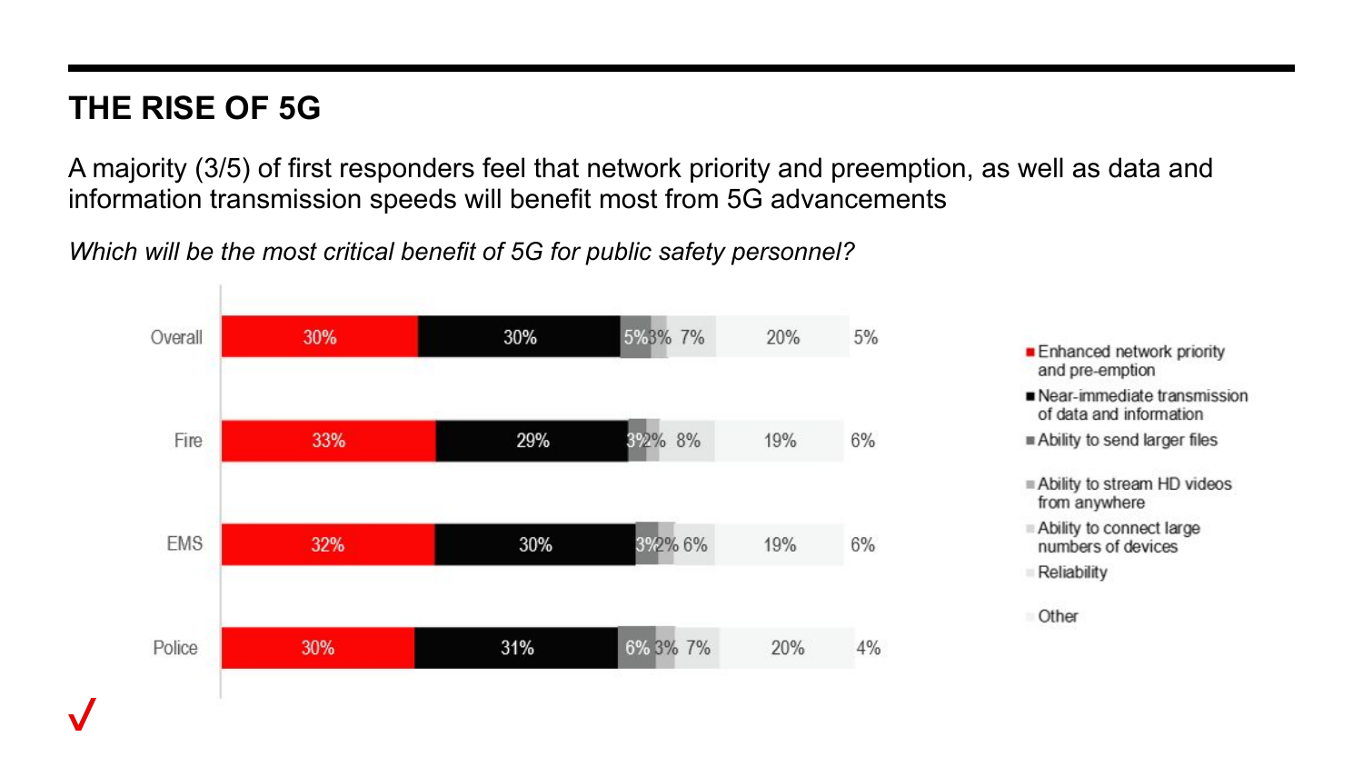## THE RISE OF 5G

A majority (3/5) of first responders feel that network priority and preemption, as well as data and information transmission speeds will benefit most from 5G advancements

*Which will be the most critical benefit of 5G for public safety personnel?*

| | Enhanced network priority and pre-emption | Near-immediate transmission of data and information | Ability to send larger files | Ability to stream HD videos from anywhere | Ability to connect large numbers of devices | Reliability | Other |
|---|---|---|---|---|---|---|---|
| Overall | 30% | 30% | 5% | 3% | 7% | 20% | 5% |
| Fire | 33% | 29% | 3% | 2% | 8% | 19% | 6% |
| EMS | 32% | 30% | 3% | 2% | 6% | 19% | 6% |
| Police | 30% | 31% | 6% | 3% | 7% | 20% | 4% |